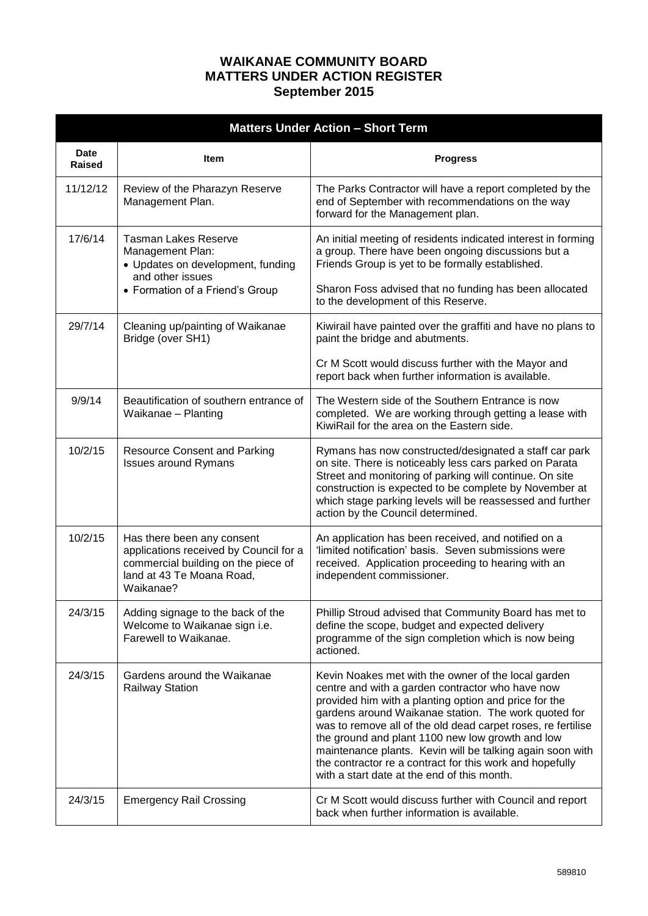# WAIKANAE COMMUNITY BOARD
# MATTERS UNDER ACTION REGISTER
## September 2015

| Matters Under Action – Short Term | | |
|---|---|---|
| **Date Raised** | **Item** | **Progress** |
| 11/12/12 | Review of the Pharazyn Reserve Management Plan. | The Parks Contractor will have a report completed by the end of September with recommendations on the way forward for the Management plan. |
| 17/6/14 | Tasman Lakes Reserve Management Plan:<br>• Updates on development, funding and other issues<br>• Formation of a Friend's Group | An initial meeting of residents indicated interest in forming a group. There have been ongoing discussions but a Friends Group is yet to be formally established.<br><br>Sharon Foss advised that no funding has been allocated to the development of this Reserve. |
| 29/7/14 | Cleaning up/painting of Waikanae Bridge (over SH1) | Kiwirail have painted over the graffiti and have no plans to paint the bridge and abutments.<br><br>Cr M Scott would discuss further with the Mayor and report back when further information is available. |
| 9/9/14 | Beautification of southern entrance of Waikanae – Planting | The Western side of the Southern Entrance is now completed. We are working through getting a lease with KiwiRail for the area on the Eastern side. |
| 10/2/15 | Resource Consent and Parking Issues around Rymans | Rymans has now constructed/designated a staff car park on site. There is noticeably less cars parked on Parata Street and monitoring of parking will continue. On site construction is expected to be complete by November at which stage parking levels will be reassessed and further action by the Council determined. |
| 10/2/15 | Has there been any consent applications received by Council for a commercial building on the piece of land at 43 Te Moana Road, Waikanae? | An application has been received, and notified on a 'limited notification' basis. Seven submissions were received. Application proceeding to hearing with an independent commissioner. |
| 24/3/15 | Adding signage to the back of the Welcome to Waikanae sign i.e. Farewell to Waikanae. | Phillip Stroud advised that Community Board has met to define the scope, budget and expected delivery programme of the sign completion which is now being actioned. |
| 24/3/15 | Gardens around the Waikanae Railway Station | Kevin Noakes met with the owner of the local garden centre and with a garden contractor who have now provided him with a planting option and price for the gardens around Waikanae station. The work quoted for was to remove all of the old dead carpet roses, re fertilise the ground and plant 1100 new low growth and low maintenance plants. Kevin will be talking again soon with the contractor re a contract for this work and hopefully with a start date at the end of this month. |
| 24/3/15 | Emergency Rail Crossing | Cr M Scott would discuss further with Council and report back when further information is available. |

589810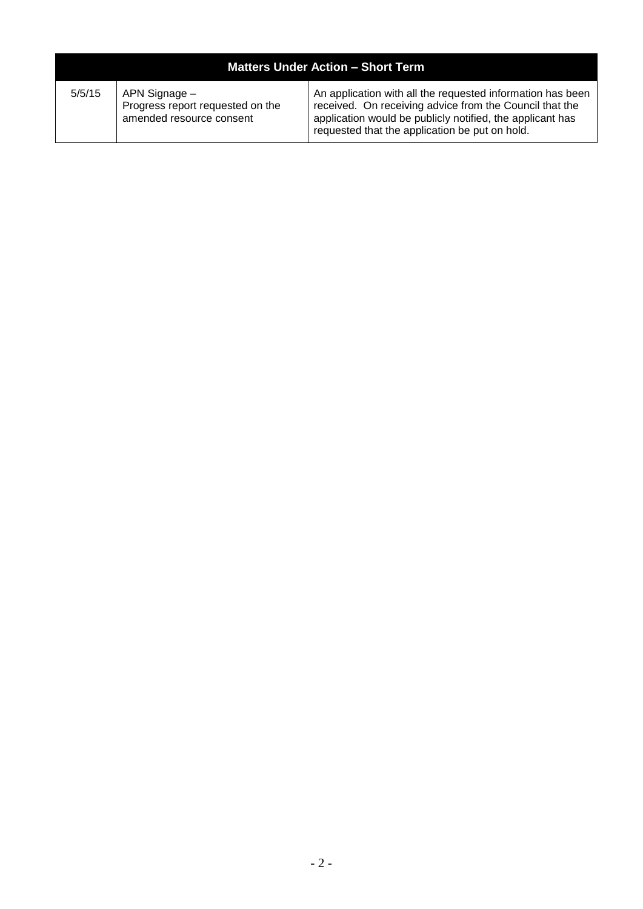| Matters Under Action – Short Term | | |
|---|---|---|
| 5/5/15 | APN Signage – Progress report requested on the amended resource consent | An application with all the requested information has been received. On receiving advice from the Council that the application would be publicly notified, the applicant has requested that the application be put on hold. |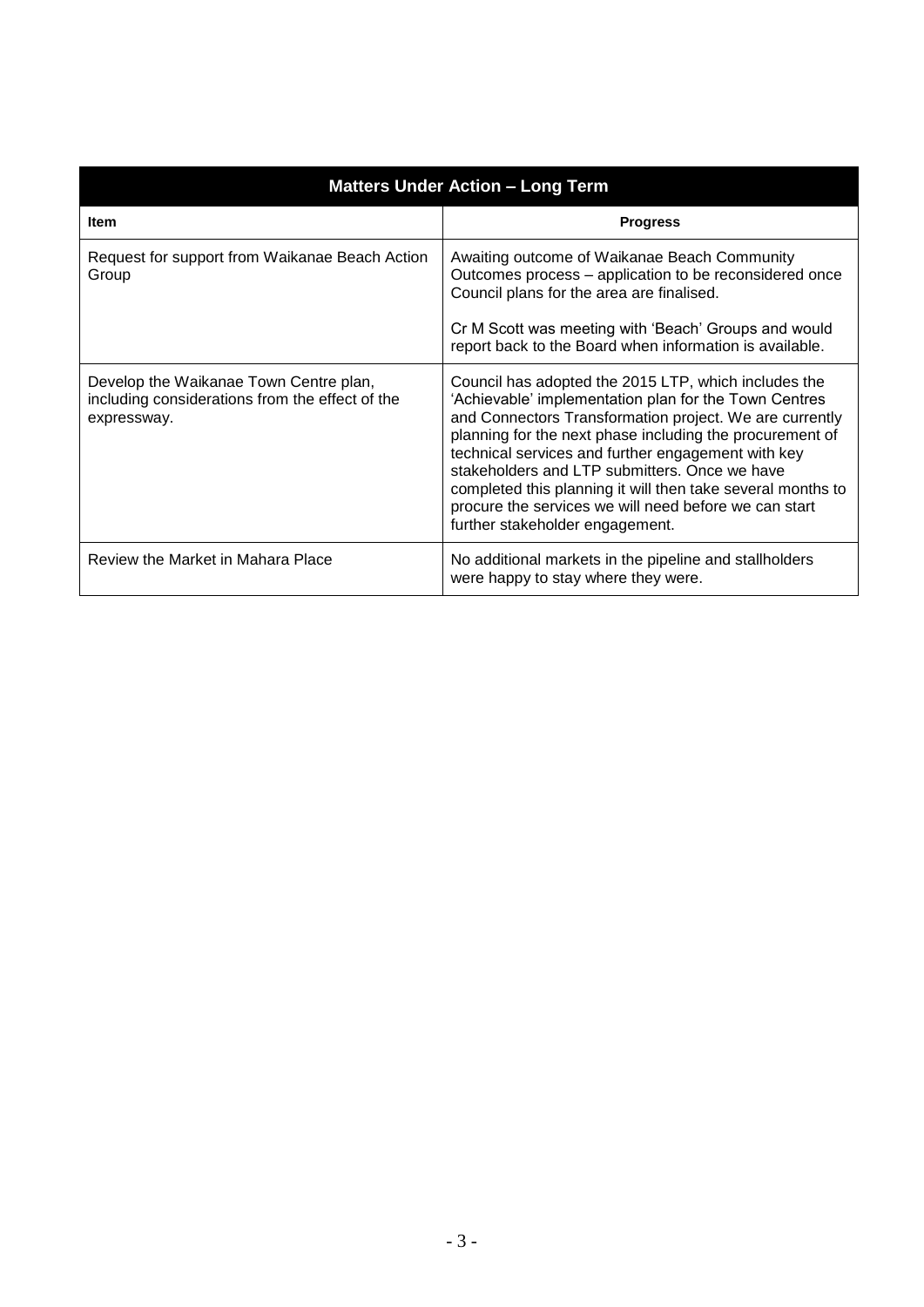| Matters Under Action – Long Term | |
|---|---|
| **Item** | **Progress** |
| Request for support from Waikanae Beach Action Group | Awaiting outcome of Waikanae Beach Community Outcomes process – application to be reconsidered once Council plans for the area are finalised.<br><br>Cr M Scott was meeting with 'Beach' Groups and would report back to the Board when information is available. |
| Develop the Waikanae Town Centre plan, including considerations from the effect of the expressway. | Council has adopted the 2015 LTP, which includes the 'Achievable' implementation plan for the Town Centres and Connectors Transformation project. We are currently planning for the next phase including the procurement of technical services and further engagement with key stakeholders and LTP submitters. Once we have completed this planning it will then take several months to procure the services we will need before we can start further stakeholder engagement. |
| Review the Market in Mahara Place | No additional markets in the pipeline and stallholders were happy to stay where they were. |